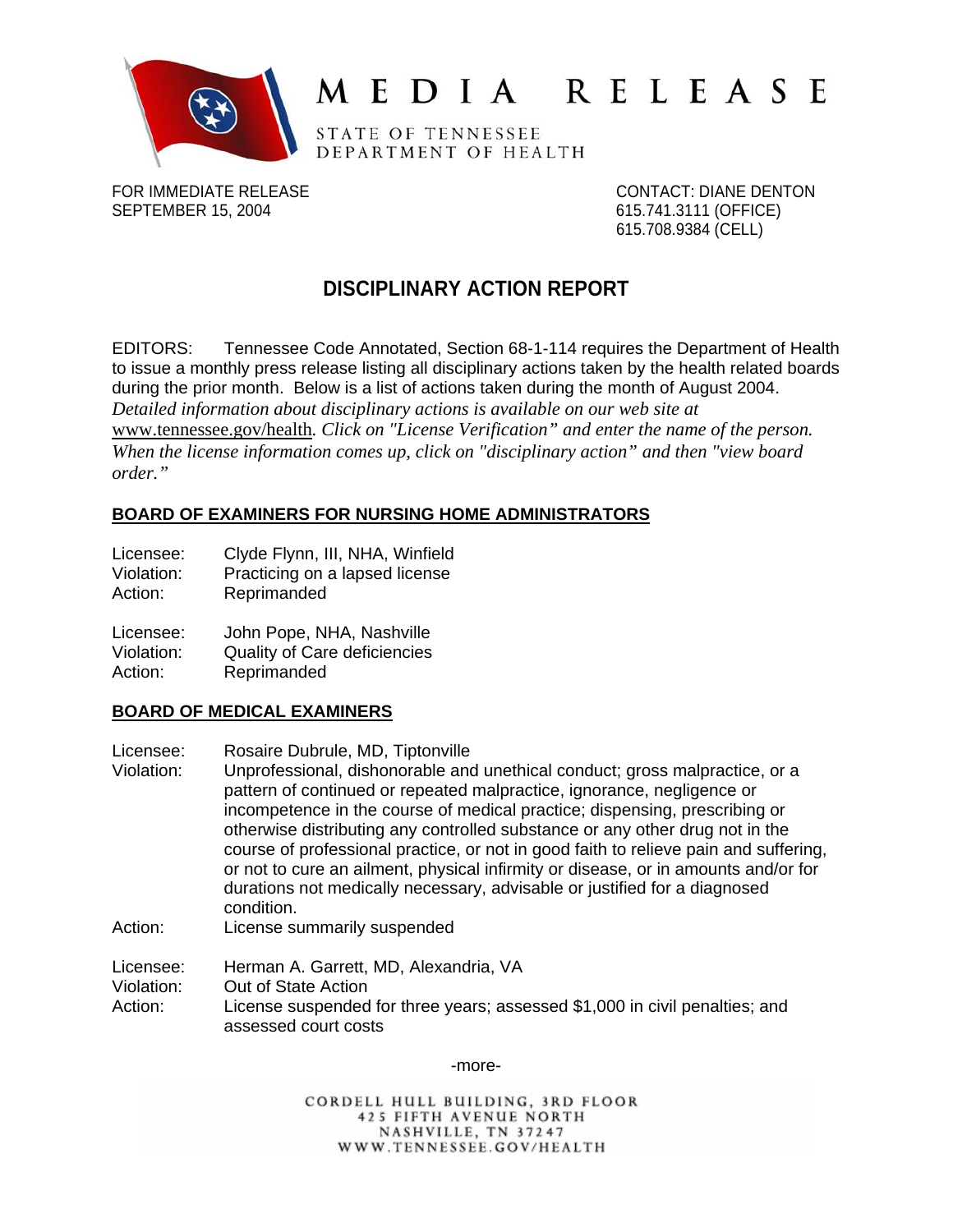# MEDIA RELEASE

STATE OF TENNESSEE
DEPARTMENT OF HEALTH

FOR IMMEDIATE RELEASE
SEPTEMBER 15, 2004

CONTACT: DIANE DENTON
615.741.3111 (OFFICE)
615.708.9384 (CELL)

## DISCIPLINARY ACTION REPORT

EDITORS: Tennessee Code Annotated, Section 68-1-114 requires the Department of Health to issue a monthly press release listing all disciplinary actions taken by the health related boards during the prior month. Below is a list of actions taken during the month of August 2004. *Detailed information about disciplinary actions is available on our web site at* www.tennessee.gov/health*. Click on "License Verification" and enter the name of the person. When the license information comes up, click on "disciplinary action" and then "view board order."*

### BOARD OF EXAMINERS FOR NURSING HOME ADMINISTRATORS

Licensee: Clyde Flynn, III, NHA, Winfield
Violation: Practicing on a lapsed license
Action: Reprimanded

Licensee: John Pope, NHA, Nashville
Violation: Quality of Care deficiencies
Action: Reprimanded

### BOARD OF MEDICAL EXAMINERS

Licensee: Rosaire Dubrule, MD, Tiptonville
Violation: Unprofessional, dishonorable and unethical conduct; gross malpractice, or a pattern of continued or repeated malpractice, ignorance, negligence or incompetence in the course of medical practice; dispensing, prescribing or otherwise distributing any controlled substance or any other drug not in the course of professional practice, or not in good faith to relieve pain and suffering, or not to cure an ailment, physical infirmity or disease, or in amounts and/or for durations not medically necessary, advisable or justified for a diagnosed condition.
Action: License summarily suspended

Licensee: Herman A. Garrett, MD, Alexandria, VA
Violation: Out of State Action
Action: License suspended for three years; assessed $1,000 in civil penalties; and assessed court costs

-more-

CORDELL HULL BUILDING, 3RD FLOOR
425 FIFTH AVENUE NORTH
NASHVILLE, TN 37247
WWW.TENNESSEE.GOV/HEALTH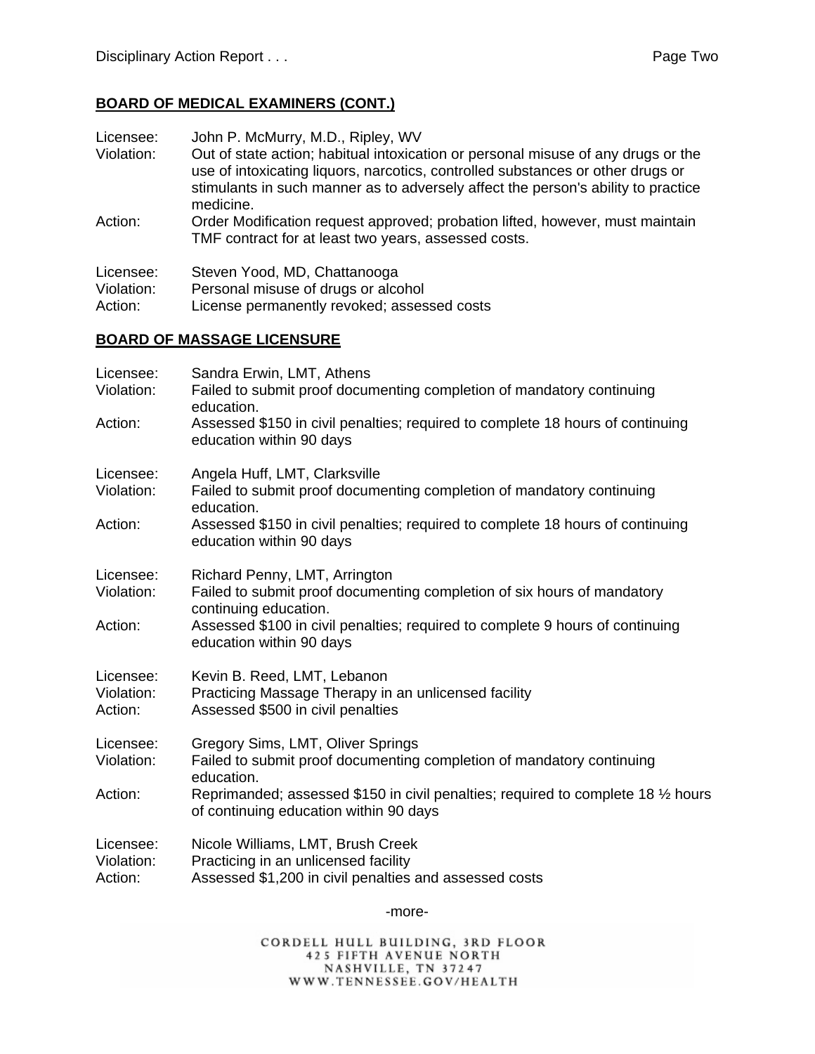## BOARD OF MEDICAL EXAMINERS (CONT.)

Licensee: John P. McMurry, M.D., Ripley, WV
Violation: Out of state action; habitual intoxication or personal misuse of any drugs or the use of intoxicating liquors, narcotics, controlled substances or other drugs or stimulants in such manner as to adversely affect the person's ability to practice medicine.
Action: Order Modification request approved; probation lifted, however, must maintain TMF contract for at least two years, assessed costs.

Licensee: Steven Yood, MD, Chattanooga
Violation: Personal misuse of drugs or alcohol
Action: License permanently revoked; assessed costs

## BOARD OF MASSAGE LICENSURE

Licensee: Sandra Erwin, LMT, Athens
Violation: Failed to submit proof documenting completion of mandatory continuing education.
Action: Assessed $150 in civil penalties; required to complete 18 hours of continuing education within 90 days

Licensee: Angela Huff, LMT, Clarksville
Violation: Failed to submit proof documenting completion of mandatory continuing education.
Action: Assessed $150 in civil penalties; required to complete 18 hours of continuing education within 90 days

Licensee: Richard Penny, LMT, Arrington
Violation: Failed to submit proof documenting completion of six hours of mandatory continuing education.
Action: Assessed $100 in civil penalties; required to complete 9 hours of continuing education within 90 days

Licensee: Kevin B. Reed, LMT, Lebanon
Violation: Practicing Massage Therapy in an unlicensed facility
Action: Assessed $500 in civil penalties

Licensee: Gregory Sims, LMT, Oliver Springs
Violation: Failed to submit proof documenting completion of mandatory continuing education.
Action: Reprimanded; assessed $150 in civil penalties; required to complete 18 ½ hours of continuing education within 90 days

Licensee: Nicole Williams, LMT, Brush Creek
Violation: Practicing in an unlicensed facility
Action: Assessed $1,200 in civil penalties and assessed costs

-more-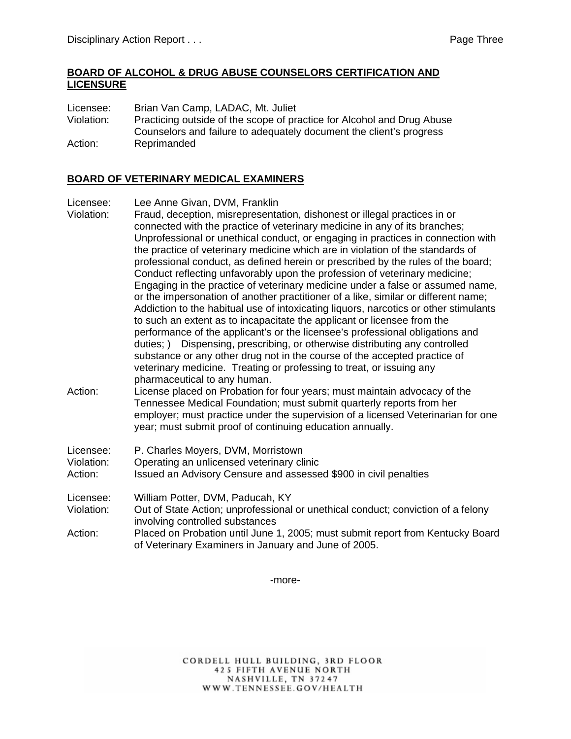## BOARD OF ALCOHOL & DRUG ABUSE COUNSELORS CERTIFICATION AND LICENSURE

Licensee: Brian Van Camp, LADAC, Mt. Juliet
Violation: Practicing outside of the scope of practice for Alcohol and Drug Abuse Counselors and failure to adequately document the client's progress
Action: Reprimanded

## BOARD OF VETERINARY MEDICAL EXAMINERS

Licensee: Lee Anne Givan, DVM, Franklin
Violation: Fraud, deception, misrepresentation, dishonest or illegal practices in or connected with the practice of veterinary medicine in any of its branches; Unprofessional or unethical conduct, or engaging in practices in connection with the practice of veterinary medicine which are in violation of the standards of professional conduct, as defined herein or prescribed by the rules of the board; Conduct reflecting unfavorably upon the profession of veterinary medicine; Engaging in the practice of veterinary medicine under a false or assumed name, or the impersonation of another practitioner of a like, similar or different name; Addiction to the habitual use of intoxicating liquors, narcotics or other stimulants to such an extent as to incapacitate the applicant or licensee from the performance of the applicant's or the licensee's professional obligations and duties; ) Dispensing, prescribing, or otherwise distributing any controlled substance or any other drug not in the course of the accepted practice of veterinary medicine. Treating or professing to treat, or issuing any pharmaceutical to any human.
Action: License placed on Probation for four years; must maintain advocacy of the Tennessee Medical Foundation; must submit quarterly reports from her employer; must practice under the supervision of a licensed Veterinarian for one year; must submit proof of continuing education annually.

Licensee: P. Charles Moyers, DVM, Morristown
Violation: Operating an unlicensed veterinary clinic
Action: Issued an Advisory Censure and assessed $900 in civil penalties

Licensee: William Potter, DVM, Paducah, KY
Violation: Out of State Action; unprofessional or unethical conduct; conviction of a felony involving controlled substances
Action: Placed on Probation until June 1, 2005; must submit report from Kentucky Board of Veterinary Examiners in January and June of 2005.

-more-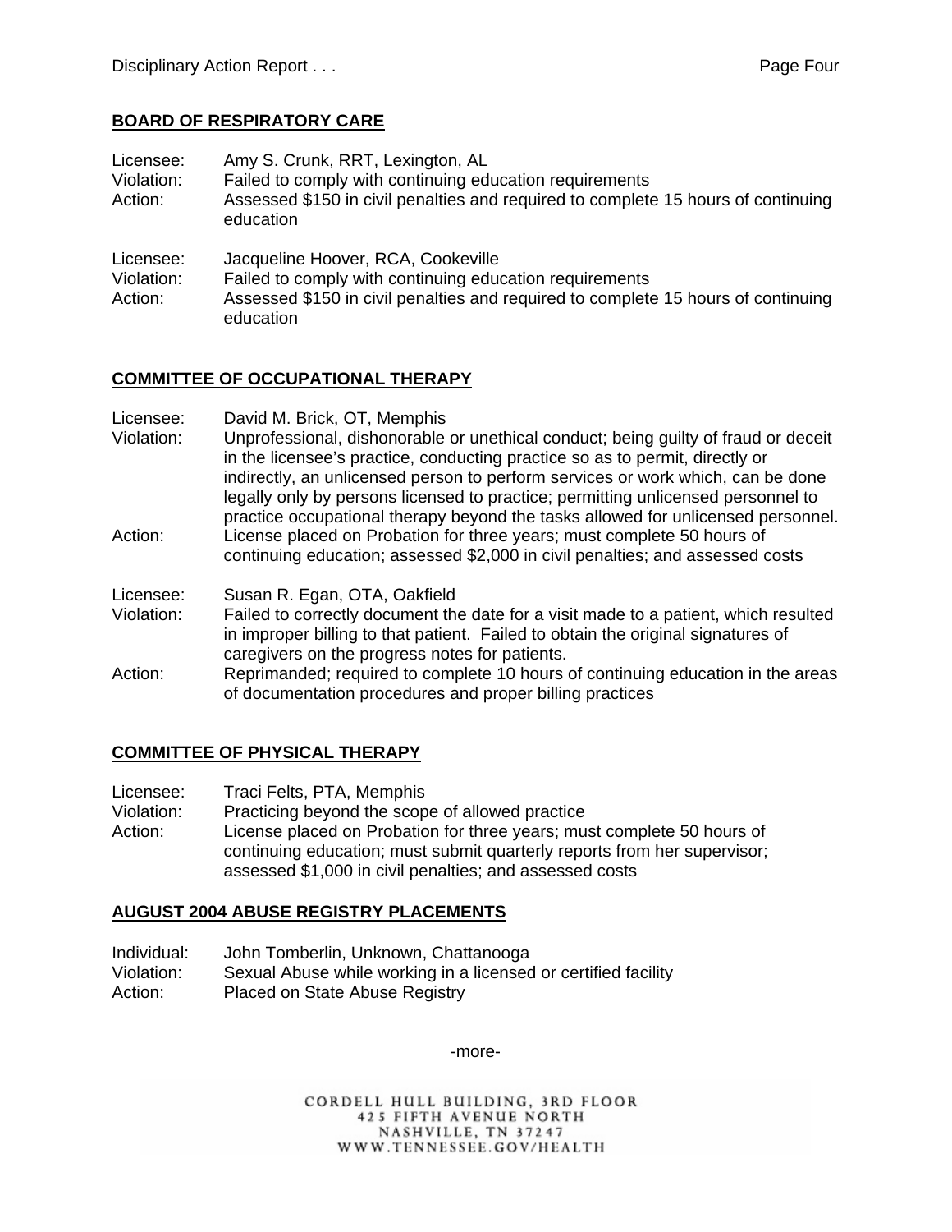## BOARD OF RESPIRATORY CARE

Licensee: Amy S. Crunk, RRT, Lexington, AL
Violation: Failed to comply with continuing education requirements
Action: Assessed $150 in civil penalties and required to complete 15 hours of continuing education

Licensee: Jacqueline Hoover, RCA, Cookeville
Violation: Failed to comply with continuing education requirements
Action: Assessed $150 in civil penalties and required to complete 15 hours of continuing education

## COMMITTEE OF OCCUPATIONAL THERAPY

Licensee: David M. Brick, OT, Memphis
Violation: Unprofessional, dishonorable or unethical conduct; being guilty of fraud or deceit in the licensee's practice, conducting practice so as to permit, directly or indirectly, an unlicensed person to perform services or work which, can be done legally only by persons licensed to practice; permitting unlicensed personnel to practice occupational therapy beyond the tasks allowed for unlicensed personnel.
Action: License placed on Probation for three years; must complete 50 hours of continuing education; assessed $2,000 in civil penalties; and assessed costs

Licensee: Susan R. Egan, OTA, Oakfield
Violation: Failed to correctly document the date for a visit made to a patient, which resulted in improper billing to that patient. Failed to obtain the original signatures of caregivers on the progress notes for patients.
Action: Reprimanded; required to complete 10 hours of continuing education in the areas of documentation procedures and proper billing practices

## COMMITTEE OF PHYSICAL THERAPY

Licensee: Traci Felts, PTA, Memphis
Violation: Practicing beyond the scope of allowed practice
Action: License placed on Probation for three years; must complete 50 hours of continuing education; must submit quarterly reports from her supervisor; assessed $1,000 in civil penalties; and assessed costs

## AUGUST 2004 ABUSE REGISTRY PLACEMENTS

Individual: John Tomberlin, Unknown, Chattanooga
Violation: Sexual Abuse while working in a licensed or certified facility
Action: Placed on State Abuse Registry

-more-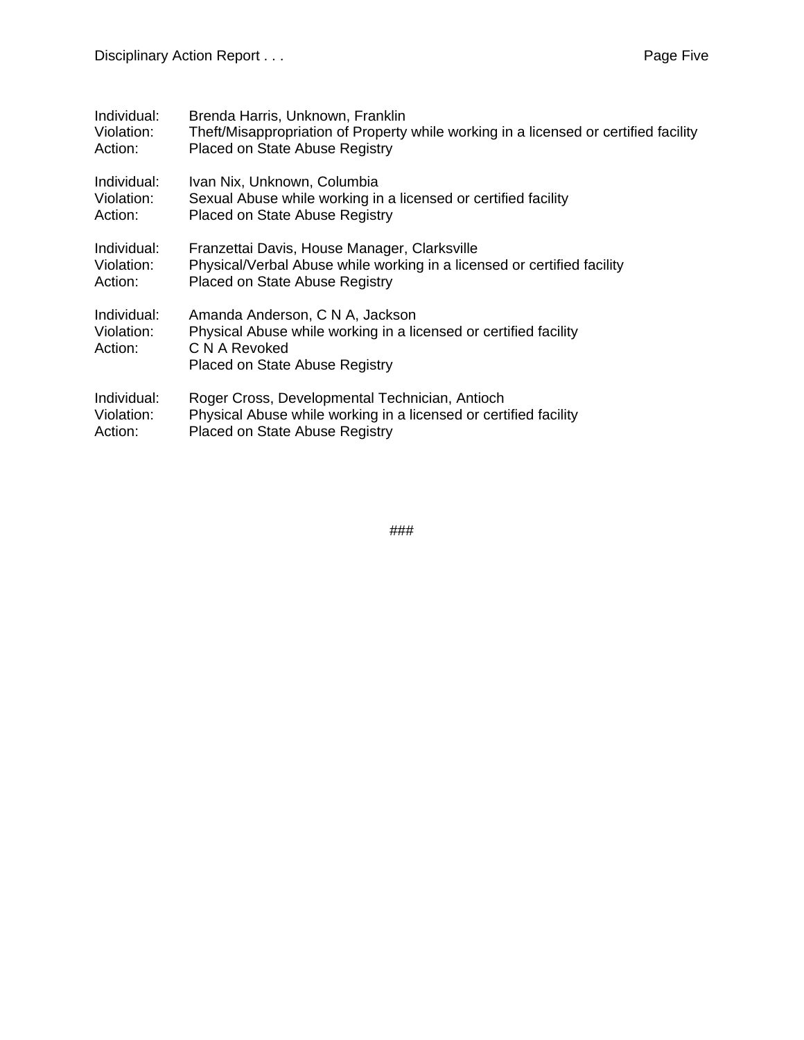Individual: Brenda Harris, Unknown, Franklin
Violation: Theft/Misappropriation of Property while working in a licensed or certified facility
Action: Placed on State Abuse Registry

Individual: Ivan Nix, Unknown, Columbia
Violation: Sexual Abuse while working in a licensed or certified facility
Action: Placed on State Abuse Registry

Individual: Franzettai Davis, House Manager, Clarksville
Violation: Physical/Verbal Abuse while working in a licensed or certified facility
Action: Placed on State Abuse Registry

Individual: Amanda Anderson, C N A, Jackson
Violation: Physical Abuse while working in a licensed or certified facility
Action: C N A Revoked
Placed on State Abuse Registry

Individual: Roger Cross, Developmental Technician, Antioch
Violation: Physical Abuse while working in a licensed or certified facility
Action: Placed on State Abuse Registry

###